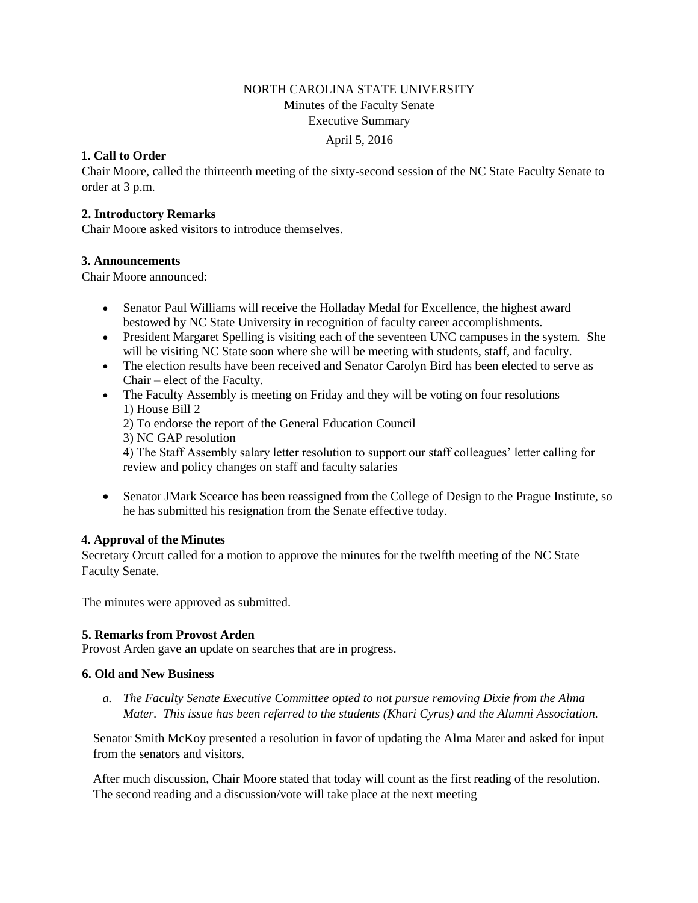NORTH CAROLINA STATE UNIVERSITY
Minutes of the Faculty Senate
Executive Summary
April 5, 2016

**1. Call to Order**
Chair Moore, called the thirteenth meeting of the sixty-second session of the NC State Faculty Senate to order at 3 p.m.

**2. Introductory Remarks**
Chair Moore asked visitors to introduce themselves.

**3. Announcements**
Chair Moore announced:

- Senator Paul Williams will receive the Holladay Medal for Excellence, the highest award bestowed by NC State University in recognition of faculty career accomplishments.
- President Margaret Spelling is visiting each of the seventeen UNC campuses in the system. She will be visiting NC State soon where she will be meeting with students, staff, and faculty.
- The election results have been received and Senator Carolyn Bird has been elected to serve as Chair – elect of the Faculty.
- The Faculty Assembly is meeting on Friday and they will be voting on four resolutions
  1) House Bill 2
  2) To endorse the report of the General Education Council
  3) NC GAP resolution
  4) The Staff Assembly salary letter resolution to support our staff colleagues' letter calling for review and policy changes on staff and faculty salaries

- Senator JMark Scearce has been reassigned from the College of Design to the Prague Institute, so he has submitted his resignation from the Senate effective today.

**4. Approval of the Minutes**
Secretary Orcutt called for a motion to approve the minutes for the twelfth meeting of the NC State Faculty Senate.

The minutes were approved as submitted.

**5. Remarks from Provost Arden**
Provost Arden gave an update on searches that are in progress.

**6. Old and New Business**

*a. The Faculty Senate Executive Committee opted to not pursue removing Dixie from the Alma Mater. This issue has been referred to the students (Khari Cyrus) and the Alumni Association.*

Senator Smith McKoy presented a resolution in favor of updating the Alma Mater and asked for input from the senators and visitors.

After much discussion, Chair Moore stated that today will count as the first reading of the resolution. The second reading and a discussion/vote will take place at the next meeting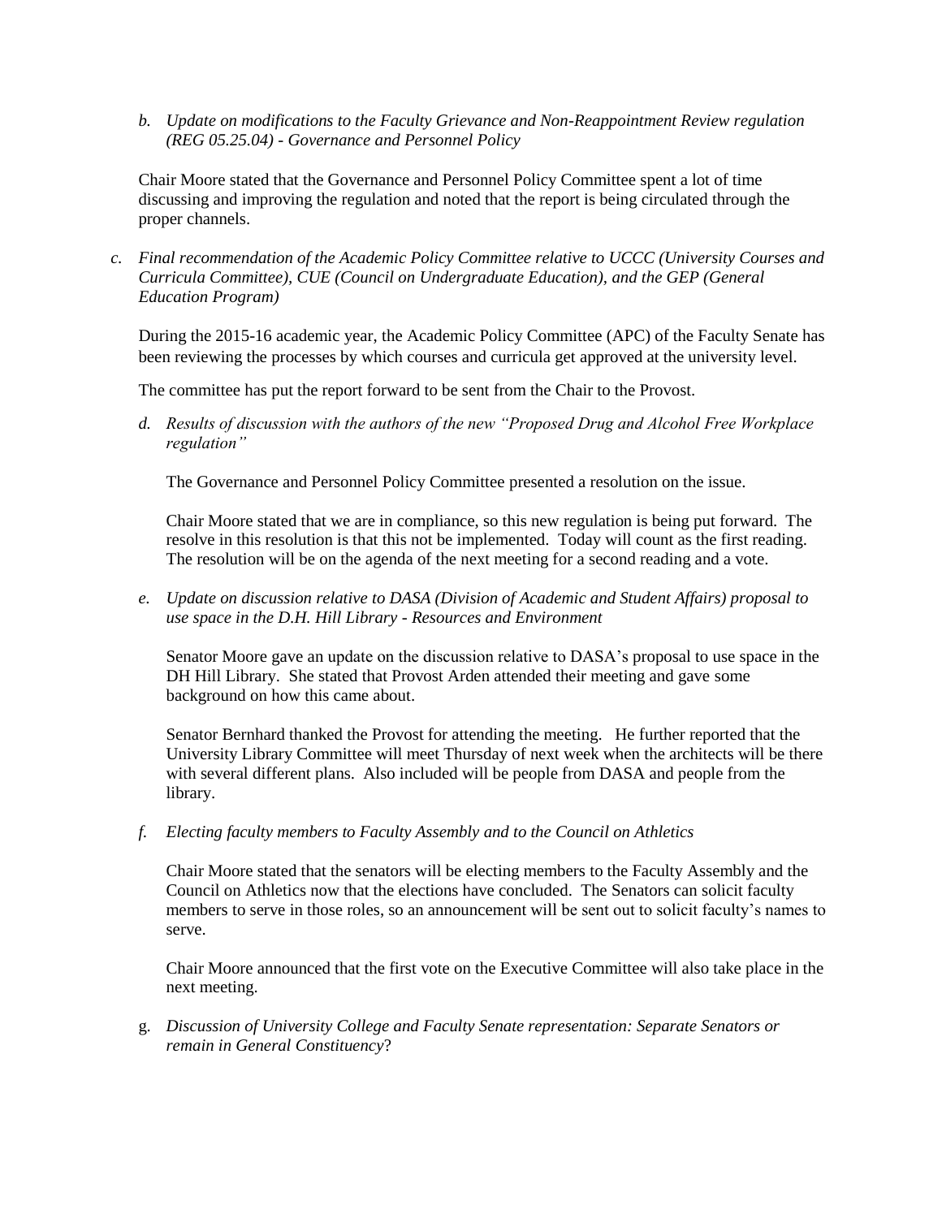*b. Update on modifications to the Faculty Grievance and Non-Reappointment Review regulation (REG 05.25.04) - Governance and Personnel Policy*

Chair Moore stated that the Governance and Personnel Policy Committee spent a lot of time discussing and improving the regulation and noted that the report is being circulated through the proper channels.

*c. Final recommendation of the Academic Policy Committee relative to UCCC (University Courses and Curricula Committee), CUE (Council on Undergraduate Education), and the GEP (General Education Program)*

During the 2015-16 academic year, the Academic Policy Committee (APC) of the Faculty Senate has been reviewing the processes by which courses and curricula get approved at the university level.

The committee has put the report forward to be sent from the Chair to the Provost.

*d. Results of discussion with the authors of the new "Proposed Drug and Alcohol Free Workplace regulation"*

The Governance and Personnel Policy Committee presented a resolution on the issue.

Chair Moore stated that we are in compliance, so this new regulation is being put forward. The resolve in this resolution is that this not be implemented. Today will count as the first reading. The resolution will be on the agenda of the next meeting for a second reading and a vote.

*e. Update on discussion relative to DASA (Division of Academic and Student Affairs) proposal to use space in the D.H. Hill Library - Resources and Environment*

Senator Moore gave an update on the discussion relative to DASA's proposal to use space in the DH Hill Library. She stated that Provost Arden attended their meeting and gave some background on how this came about.

Senator Bernhard thanked the Provost for attending the meeting. He further reported that the University Library Committee will meet Thursday of next week when the architects will be there with several different plans. Also included will be people from DASA and people from the library.

*f. Electing faculty members to Faculty Assembly and to the Council on Athletics*

Chair Moore stated that the senators will be electing members to the Faculty Assembly and the Council on Athletics now that the elections have concluded. The Senators can solicit faculty members to serve in those roles, so an announcement will be sent out to solicit faculty's names to serve.

Chair Moore announced that the first vote on the Executive Committee will also take place in the next meeting.

g. *Discussion of University College and Faculty Senate representation: Separate Senators or remain in General Constituency*?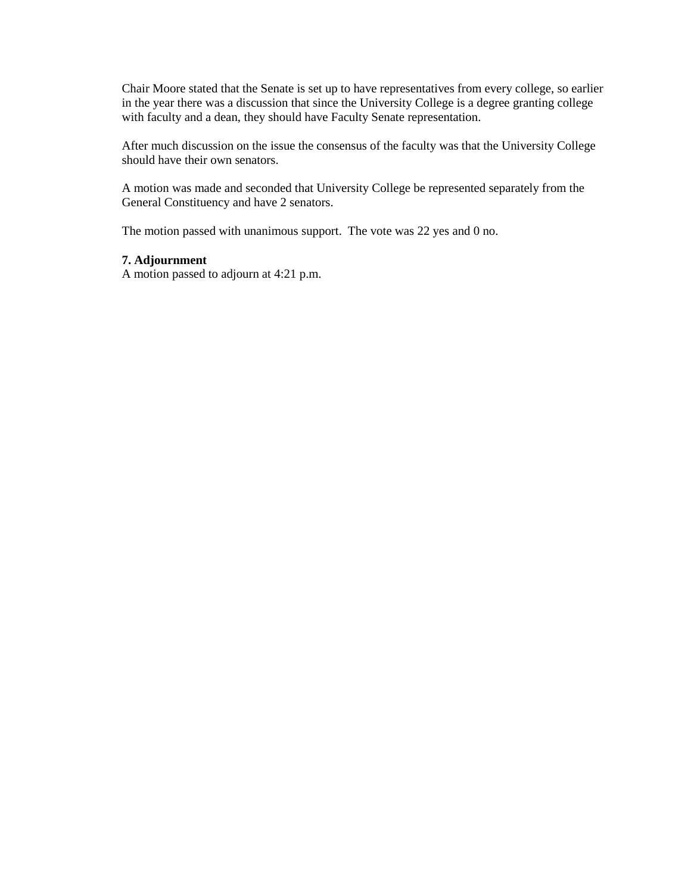Chair Moore stated that the Senate is set up to have representatives from every college, so earlier in the year there was a discussion that since the University College is a degree granting college with faculty and a dean, they should have Faculty Senate representation.

After much discussion on the issue the consensus of the faculty was that the University College should have their own senators.

A motion was made and seconded that University College be represented separately from the General Constituency and have 2 senators.

The motion passed with unanimous support. The vote was 22 yes and 0 no.

**7. Adjournment**

A motion passed to adjourn at 4:21 p.m.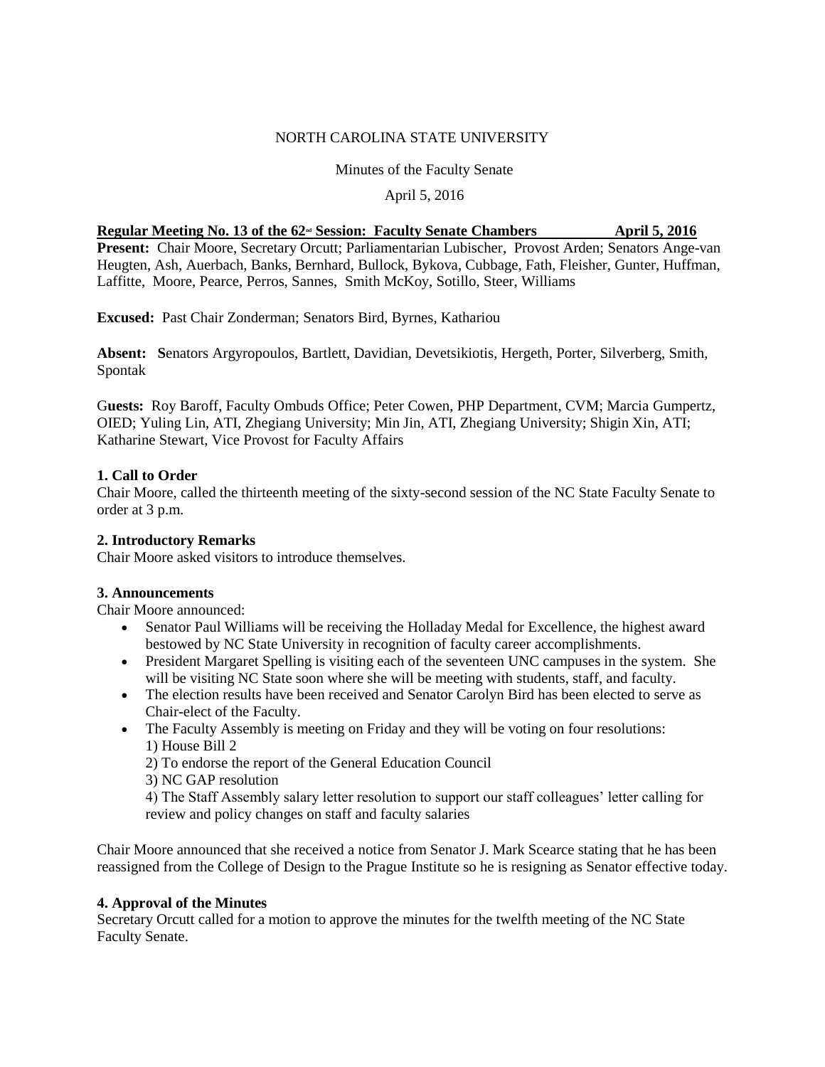NORTH CAROLINA STATE UNIVERSITY

Minutes of the Faculty Senate

April 5, 2016

**Regular Meeting No. 13 of the 62nd Session: Faculty Senate Chambers April 5, 2016**

**Present:** Chair Moore, Secretary Orcutt; Parliamentarian Lubischer, Provost Arden; Senators Ange-van Heugten, Ash, Auerbach, Banks, Bernhard, Bullock, Bykova, Cubbage, Fath, Fleisher, Gunter, Huffman, Laffitte, Moore, Pearce, Perros, Sannes, Smith McKoy, Sotillo, Steer, Williams

**Excused:** Past Chair Zonderman; Senators Bird, Byrnes, Kathariou

**Absent: S**enators Argyropoulos, Bartlett, Davidian, Devetsikiotis, Hergeth, Porter, Silverberg, Smith, Spontak

G**uests:** Roy Baroff, Faculty Ombuds Office; Peter Cowen, PHP Department, CVM; Marcia Gumpertz, OIED; Yuling Lin, ATI, Zhegiang University; Min Jin, ATI, Zhegiang University; Shigin Xin, ATI; Katharine Stewart, Vice Provost for Faculty Affairs

**1. Call to Order**

Chair Moore, called the thirteenth meeting of the sixty-second session of the NC State Faculty Senate to order at 3 p.m.

**2. Introductory Remarks**

Chair Moore asked visitors to introduce themselves.

**3. Announcements**

Chair Moore announced:

- Senator Paul Williams will be receiving the Holladay Medal for Excellence, the highest award bestowed by NC State University in recognition of faculty career accomplishments.
- President Margaret Spelling is visiting each of the seventeen UNC campuses in the system. She will be visiting NC State soon where she will be meeting with students, staff, and faculty.
- The election results have been received and Senator Carolyn Bird has been elected to serve as Chair-elect of the Faculty.
- The Faculty Assembly is meeting on Friday and they will be voting on four resolutions:
  1) House Bill 2
  2) To endorse the report of the General Education Council
  3) NC GAP resolution
  4) The Staff Assembly salary letter resolution to support our staff colleagues' letter calling for review and policy changes on staff and faculty salaries

Chair Moore announced that she received a notice from Senator J. Mark Scearce stating that he has been reassigned from the College of Design to the Prague Institute so he is resigning as Senator effective today.

**4. Approval of the Minutes**

Secretary Orcutt called for a motion to approve the minutes for the twelfth meeting of the NC State Faculty Senate.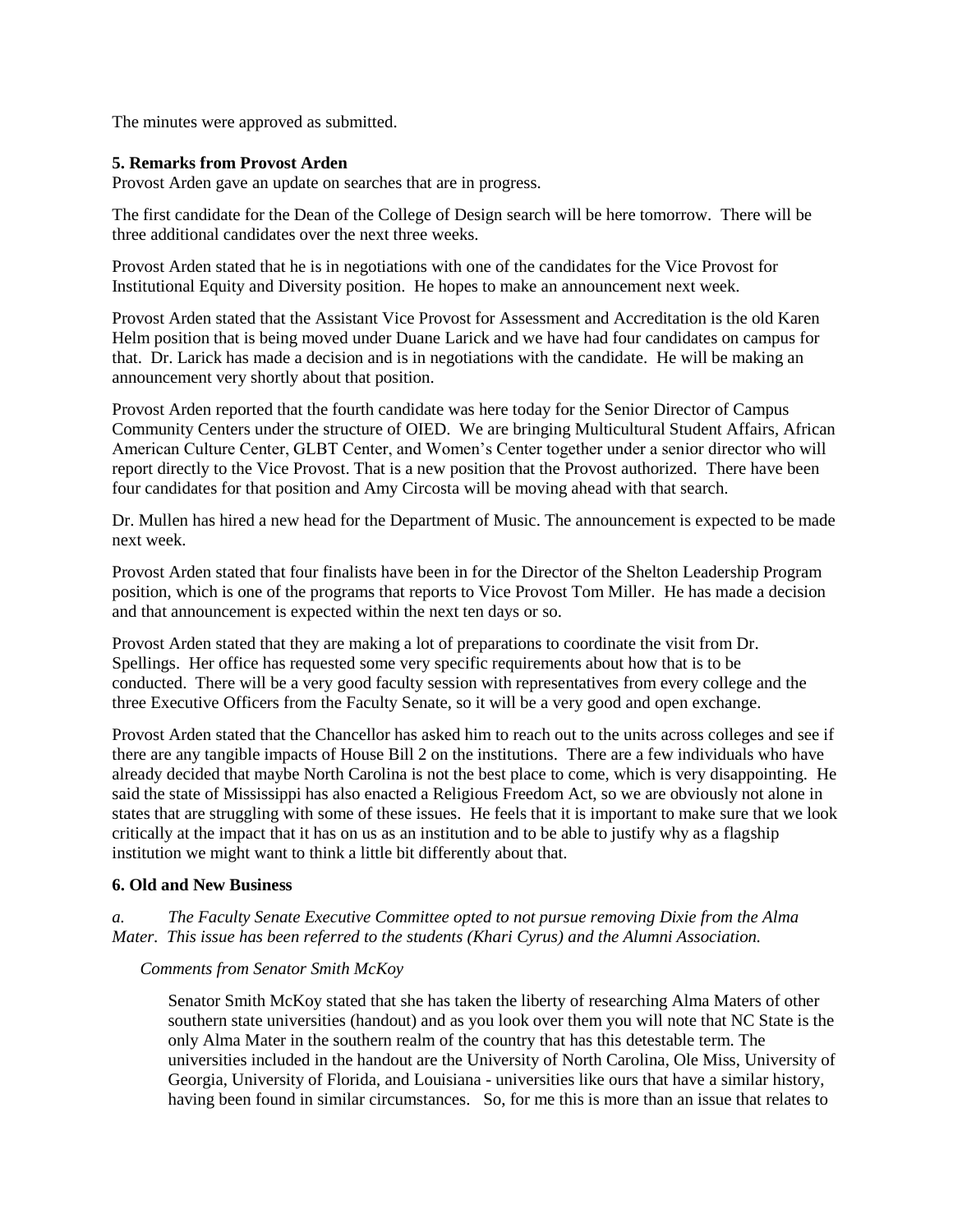The minutes were approved as submitted.

**5. Remarks from Provost Arden**

Provost Arden gave an update on searches that are in progress.

The first candidate for the Dean of the College of Design search will be here tomorrow. There will be three additional candidates over the next three weeks.

Provost Arden stated that he is in negotiations with one of the candidates for the Vice Provost for Institutional Equity and Diversity position. He hopes to make an announcement next week.

Provost Arden stated that the Assistant Vice Provost for Assessment and Accreditation is the old Karen Helm position that is being moved under Duane Larick and we have had four candidates on campus for that. Dr. Larick has made a decision and is in negotiations with the candidate. He will be making an announcement very shortly about that position.

Provost Arden reported that the fourth candidate was here today for the Senior Director of Campus Community Centers under the structure of OIED. We are bringing Multicultural Student Affairs, African American Culture Center, GLBT Center, and Women's Center together under a senior director who will report directly to the Vice Provost. That is a new position that the Provost authorized. There have been four candidates for that position and Amy Circosta will be moving ahead with that search.

Dr. Mullen has hired a new head for the Department of Music. The announcement is expected to be made next week.

Provost Arden stated that four finalists have been in for the Director of the Shelton Leadership Program position, which is one of the programs that reports to Vice Provost Tom Miller. He has made a decision and that announcement is expected within the next ten days or so.

Provost Arden stated that they are making a lot of preparations to coordinate the visit from Dr. Spellings. Her office has requested some very specific requirements about how that is to be conducted. There will be a very good faculty session with representatives from every college and the three Executive Officers from the Faculty Senate, so it will be a very good and open exchange.

Provost Arden stated that the Chancellor has asked him to reach out to the units across colleges and see if there are any tangible impacts of House Bill 2 on the institutions. There are a few individuals who have already decided that maybe North Carolina is not the best place to come, which is very disappointing. He said the state of Mississippi has also enacted a Religious Freedom Act, so we are obviously not alone in states that are struggling with some of these issues. He feels that it is important to make sure that we look critically at the impact that it has on us as an institution and to be able to justify why as a flagship institution we might want to think a little bit differently about that.

**6. Old and New Business**

*a. The Faculty Senate Executive Committee opted to not pursue removing Dixie from the Alma Mater. This issue has been referred to the students (Khari Cyrus) and the Alumni Association.*

*Comments from Senator Smith McKoy*

Senator Smith McKoy stated that she has taken the liberty of researching Alma Maters of other southern state universities (handout) and as you look over them you will note that NC State is the only Alma Mater in the southern realm of the country that has this detestable term. The universities included in the handout are the University of North Carolina, Ole Miss, University of Georgia, University of Florida, and Louisiana - universities like ours that have a similar history, having been found in similar circumstances. So, for me this is more than an issue that relates to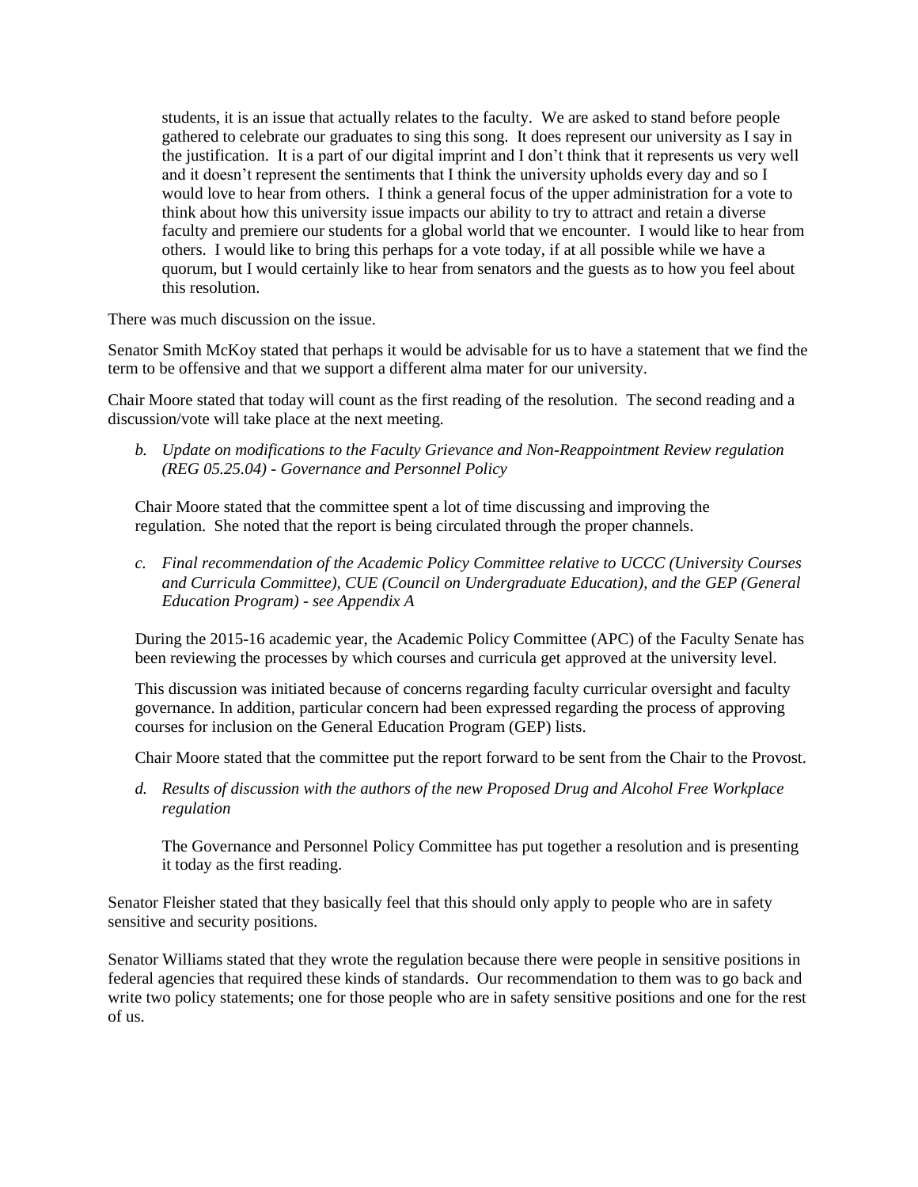students, it is an issue that actually relates to the faculty. We are asked to stand before people gathered to celebrate our graduates to sing this song. It does represent our university as I say in the justification. It is a part of our digital imprint and I don't think that it represents us very well and it doesn't represent the sentiments that I think the university upholds every day and so I would love to hear from others. I think a general focus of the upper administration for a vote to think about how this university issue impacts our ability to try to attract and retain a diverse faculty and premiere our students for a global world that we encounter. I would like to hear from others. I would like to bring this perhaps for a vote today, if at all possible while we have a quorum, but I would certainly like to hear from senators and the guests as to how you feel about this resolution.

There was much discussion on the issue.

Senator Smith McKoy stated that perhaps it would be advisable for us to have a statement that we find the term to be offensive and that we support a different alma mater for our university.

Chair Moore stated that today will count as the first reading of the resolution. The second reading and a discussion/vote will take place at the next meeting.

*b. Update on modifications to the Faculty Grievance and Non-Reappointment Review regulation (REG 05.25.04) - Governance and Personnel Policy*

Chair Moore stated that the committee spent a lot of time discussing and improving the regulation. She noted that the report is being circulated through the proper channels.

*c. Final recommendation of the Academic Policy Committee relative to UCCC (University Courses and Curricula Committee), CUE (Council on Undergraduate Education), and the GEP (General Education Program) - see Appendix A*

During the 2015-16 academic year, the Academic Policy Committee (APC) of the Faculty Senate has been reviewing the processes by which courses and curricula get approved at the university level.

This discussion was initiated because of concerns regarding faculty curricular oversight and faculty governance. In addition, particular concern had been expressed regarding the process of approving courses for inclusion on the General Education Program (GEP) lists.

Chair Moore stated that the committee put the report forward to be sent from the Chair to the Provost.

*d. Results of discussion with the authors of the new Proposed Drug and Alcohol Free Workplace regulation*

The Governance and Personnel Policy Committee has put together a resolution and is presenting it today as the first reading.

Senator Fleisher stated that they basically feel that this should only apply to people who are in safety sensitive and security positions.

Senator Williams stated that they wrote the regulation because there were people in sensitive positions in federal agencies that required these kinds of standards. Our recommendation to them was to go back and write two policy statements; one for those people who are in safety sensitive positions and one for the rest of us.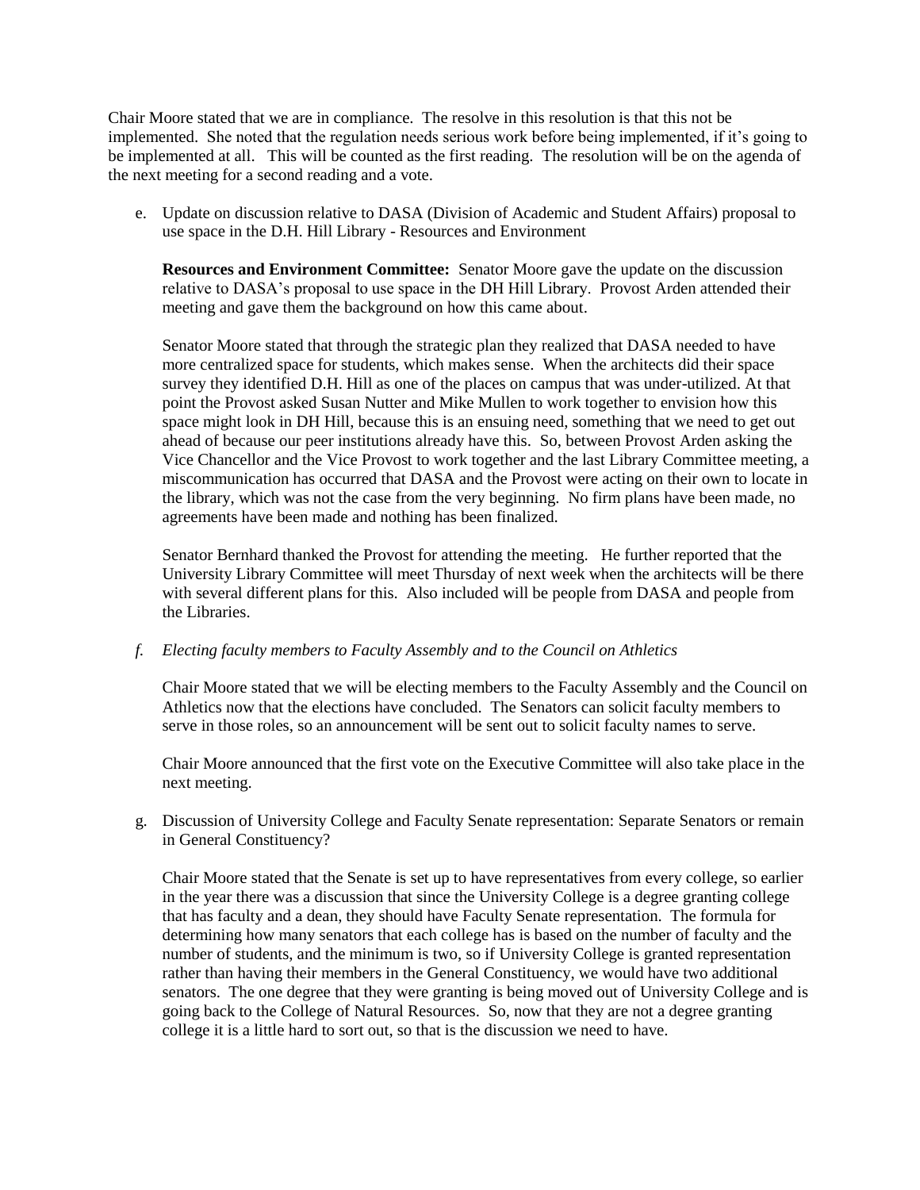Chair Moore stated that we are in compliance. The resolve in this resolution is that this not be implemented. She noted that the regulation needs serious work before being implemented, if it's going to be implemented at all. This will be counted as the first reading. The resolution will be on the agenda of the next meeting for a second reading and a vote.

e. Update on discussion relative to DASA (Division of Academic and Student Affairs) proposal to use space in the D.H. Hill Library - Resources and Environment

   **Resources and Environment Committee:** Senator Moore gave the update on the discussion relative to DASA's proposal to use space in the DH Hill Library. Provost Arden attended their meeting and gave them the background on how this came about.

   Senator Moore stated that through the strategic plan they realized that DASA needed to have more centralized space for students, which makes sense. When the architects did their space survey they identified D.H. Hill as one of the places on campus that was under-utilized. At that point the Provost asked Susan Nutter and Mike Mullen to work together to envision how this space might look in DH Hill, because this is an ensuing need, something that we need to get out ahead of because our peer institutions already have this. So, between Provost Arden asking the Vice Chancellor and the Vice Provost to work together and the last Library Committee meeting, a miscommunication has occurred that DASA and the Provost were acting on their own to locate in the library, which was not the case from the very beginning. No firm plans have been made, no agreements have been made and nothing has been finalized.

   Senator Bernhard thanked the Provost for attending the meeting. He further reported that the University Library Committee will meet Thursday of next week when the architects will be there with several different plans for this. Also included will be people from DASA and people from the Libraries.

*f. Electing faculty members to Faculty Assembly and to the Council on Athletics*

   Chair Moore stated that we will be electing members to the Faculty Assembly and the Council on Athletics now that the elections have concluded. The Senators can solicit faculty members to serve in those roles, so an announcement will be sent out to solicit faculty names to serve.

   Chair Moore announced that the first vote on the Executive Committee will also take place in the next meeting.

g. Discussion of University College and Faculty Senate representation: Separate Senators or remain in General Constituency?

   Chair Moore stated that the Senate is set up to have representatives from every college, so earlier in the year there was a discussion that since the University College is a degree granting college that has faculty and a dean, they should have Faculty Senate representation. The formula for determining how many senators that each college has is based on the number of faculty and the number of students, and the minimum is two, so if University College is granted representation rather than having their members in the General Constituency, we would have two additional senators. The one degree that they were granting is being moved out of University College and is going back to the College of Natural Resources. So, now that they are not a degree granting college it is a little hard to sort out, so that is the discussion we need to have.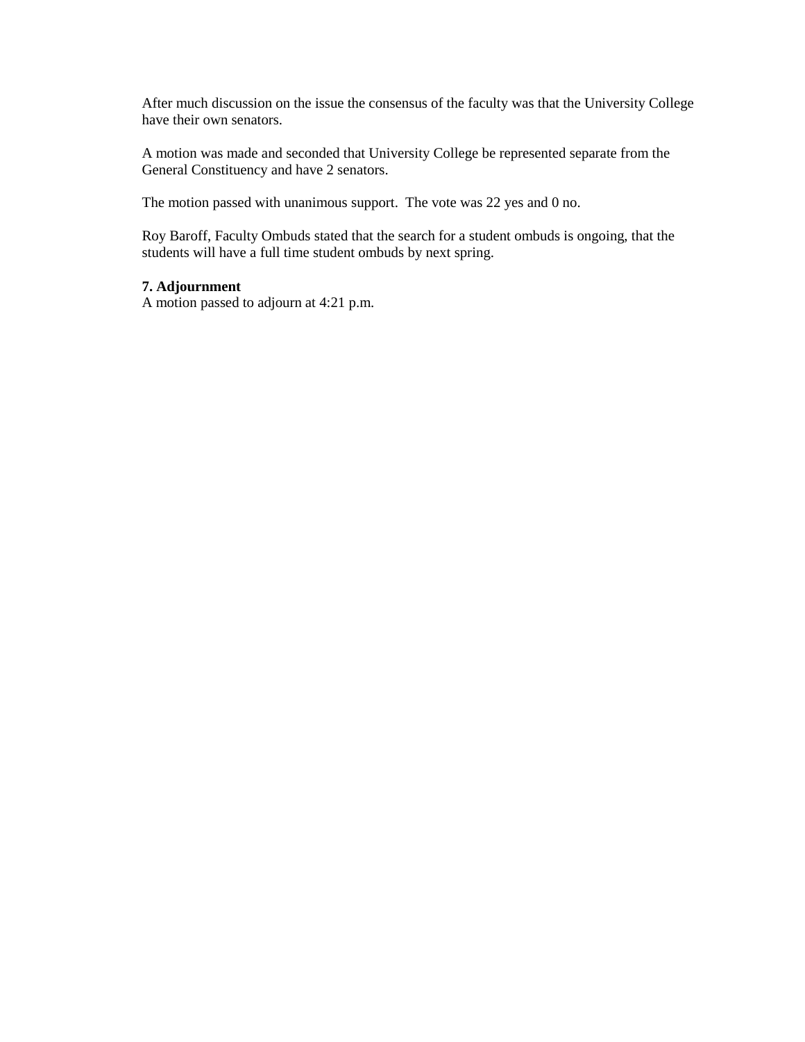After much discussion on the issue the consensus of the faculty was that the University College have their own senators.

A motion was made and seconded that University College be represented separate from the General Constituency and have 2 senators.

The motion passed with unanimous support. The vote was 22 yes and 0 no.

Roy Baroff, Faculty Ombuds stated that the search for a student ombuds is ongoing, that the students will have a full time student ombuds by next spring.

**7. Adjournment**
A motion passed to adjourn at 4:21 p.m.